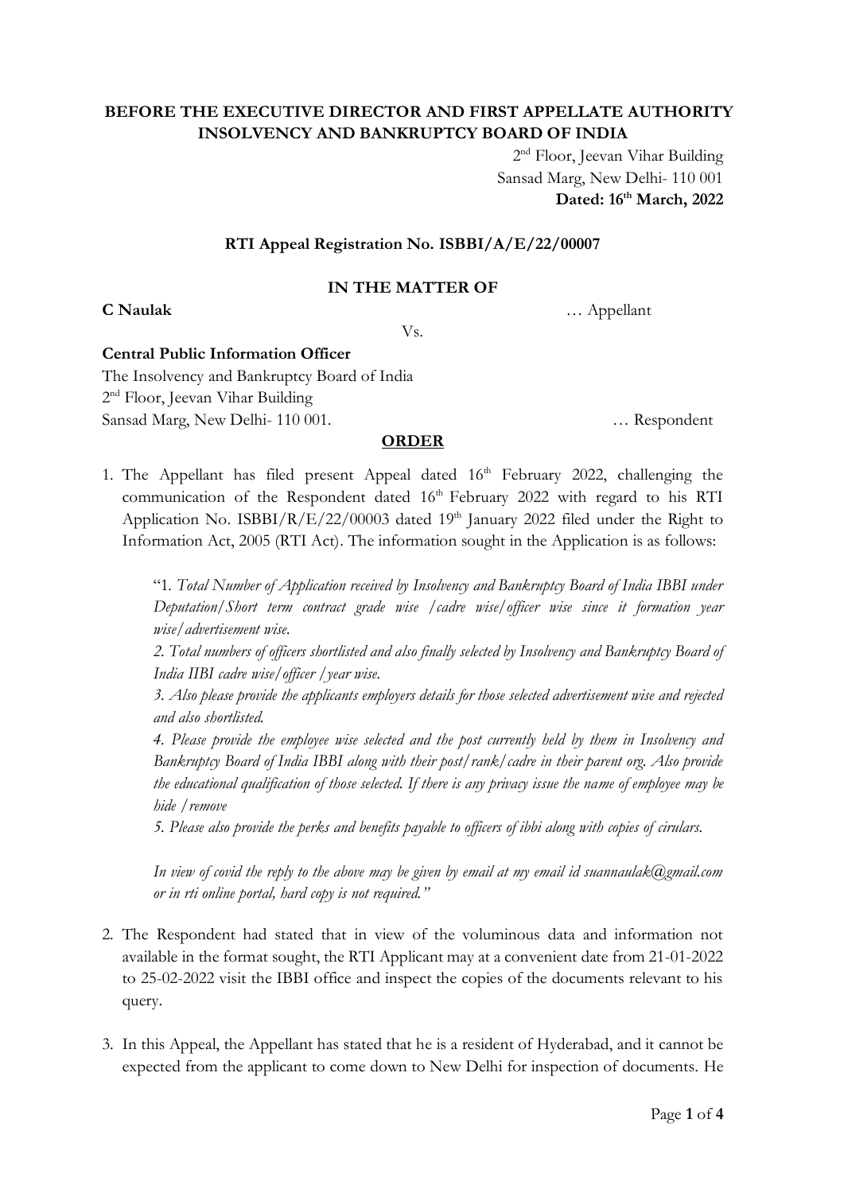**BEFORE THE EXECUTIVE DIRECTOR AND FIRST APPELLATE AUTHORITY INSOLVENCY AND BANKRUPTCY BOARD OF INDIA**

2nd Floor, Jeevan Vihar Building
Sansad Marg, New Delhi- 110 001
**Dated: 16th March, 2022**

**RTI Appeal Registration No. ISBBI/A/E/22/00007**

**IN THE MATTER OF**

**C Naulak** … Appellant

Vs.

**Central Public Information Officer**
The Insolvency and Bankruptcy Board of India
2nd Floor, Jeevan Vihar Building
Sansad Marg, New Delhi- 110 001. … Respondent

**ORDER**

1. The Appellant has filed present Appeal dated 16th February 2022, challenging the communication of the Respondent dated 16th February 2022 with regard to his RTI Application No. ISBBI/R/E/22/00003 dated 19th January 2022 filed under the Right to Information Act, 2005 (RTI Act). The information sought in the Application is as follows:

   "1. *Total Number of Application received by Insolvency and Bankruptcy Board of India IBBI under Deputation/Short term contract grade wise /cadre wise/officer wise since it formation year wise/advertisement wise.*
   *2. Total numbers of officers shortlisted and also finally selected by Insolvency and Bankruptcy Board of India IIBI cadre wise/officer /year wise.*
   *3. Also please provide the applicants employers details for those selected advertisement wise and rejected and also shortlisted.*
   *4. Please provide the employee wise selected and the post currently held by them in Insolvency and Bankruptcy Board of India IBBI along with their post/rank/cadre in their parent org. Also provide the educational qualification of those selected. If there is any privacy issue the name of employee may be hide /remove*
   *5. Please also provide the perks and benefits payable to officers of ibbi along with copies of cirulars.*

   *In view of covid the reply to the above may be given by email at my email id suannaulak@gmail.com or in rti online portal, hard copy is not required.*"

2. The Respondent had stated that in view of the voluminous data and information not available in the format sought, the RTI Applicant may at a convenient date from 21-01-2022 to 25-02-2022 visit the IBBI office and inspect the copies of the documents relevant to his query.

3. In this Appeal, the Appellant has stated that he is a resident of Hyderabad, and it cannot be expected from the applicant to come down to New Delhi for inspection of documents. He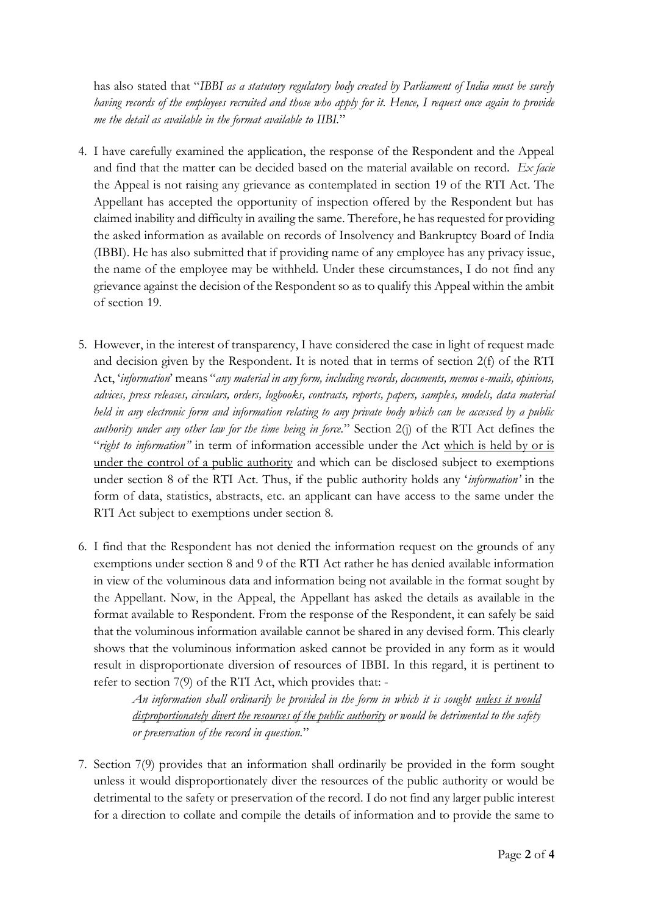has also stated that "*IBBI as a statutory regulatory body created by Parliament of India must be surely having records of the employees recruited and those who apply for it. Hence, I request once again to provide me the detail as available in the format available to IIBI.*"

4. I have carefully examined the application, the response of the Respondent and the Appeal and find that the matter can be decided based on the material available on record. *Ex facie* the Appeal is not raising any grievance as contemplated in section 19 of the RTI Act. The Appellant has accepted the opportunity of inspection offered by the Respondent but has claimed inability and difficulty in availing the same. Therefore, he has requested for providing the asked information as available on records of Insolvency and Bankruptcy Board of India (IBBI). He has also submitted that if providing name of any employee has any privacy issue, the name of the employee may be withheld. Under these circumstances, I do not find any grievance against the decision of the Respondent so as to qualify this Appeal within the ambit of section 19.

5. However, in the interest of transparency, I have considered the case in light of request made and decision given by the Respondent. It is noted that in terms of section 2(f) of the RTI Act, '*information*' means "*any material in any form, including records, documents, memos e-mails, opinions, advices, press releases, circulars, orders, logbooks, contracts, reports, papers, samples, models, data material held in any electronic form and information relating to any private body which can be accessed by a public authority under any other law for the time being in force.*" Section 2(j) of the RTI Act defines the "*right to information"* in term of information accessible under the Act <u>which is held by or is under the control of a public authority</u> and which can be disclosed subject to exemptions under section 8 of the RTI Act. Thus, if the public authority holds any '*information'* in the form of data, statistics, abstracts, etc. an applicant can have access to the same under the RTI Act subject to exemptions under section 8.

6. I find that the Respondent has not denied the information request on the grounds of any exemptions under section 8 and 9 of the RTI Act rather he has denied available information in view of the voluminous data and information being not available in the format sought by the Appellant. Now, in the Appeal, the Appellant has asked the details as available in the format available to Respondent. From the response of the Respondent, it can safely be said that the voluminous information available cannot be shared in any devised form. This clearly shows that the voluminous information asked cannot be provided in any form as it would result in disproportionate diversion of resources of IBBI. In this regard, it is pertinent to refer to section 7(9) of the RTI Act, which provides that: -

   > *An information shall ordinarily be provided in the form in which it is sought <u>unless it would disproportionately divert the resources of the public authority</u> or would be detrimental to the safety or preservation of the record in question.*"

7. Section 7(9) provides that an information shall ordinarily be provided in the form sought unless it would disproportionately diver the resources of the public authority or would be detrimental to the safety or preservation of the record. I do not find any larger public interest for a direction to collate and compile the details of information and to provide the same to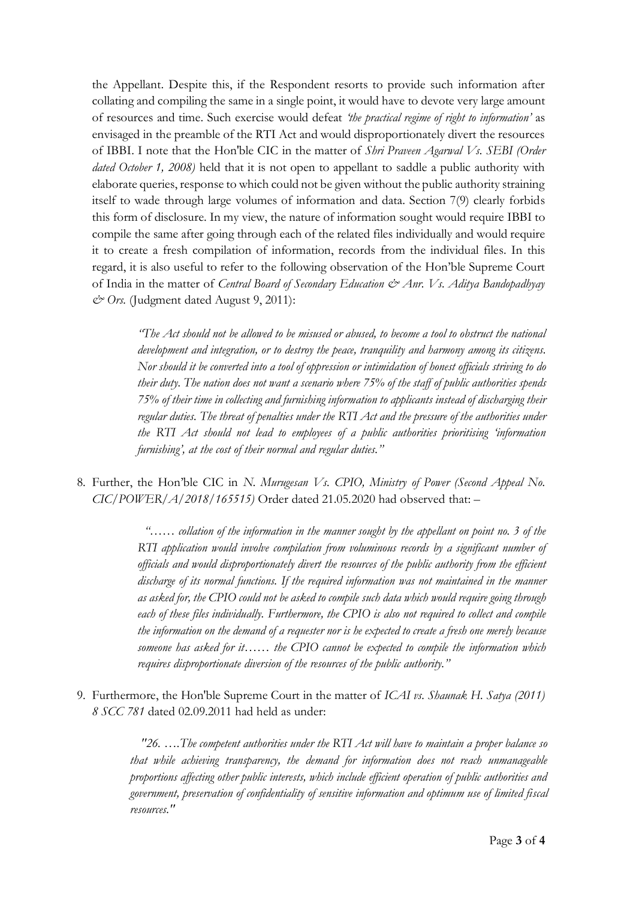the Appellant. Despite this, if the Respondent resorts to provide such information after collating and compiling the same in a single point, it would have to devote very large amount of resources and time. Such exercise would defeat *'the practical regime of right to information'* as envisaged in the preamble of the RTI Act and would disproportionately divert the resources of IBBI. I note that the Hon'ble CIC in the matter of *Shri Praveen Agarwal Vs. SEBI (Order dated October 1, 2008)* held that it is not open to appellant to saddle a public authority with elaborate queries, response to which could not be given without the public authority straining itself to wade through large volumes of information and data. Section 7(9) clearly forbids this form of disclosure. In my view, the nature of information sought would require IBBI to compile the same after going through each of the related files individually and would require it to create a fresh compilation of information, records from the individual files. In this regard, it is also useful to refer to the following observation of the Hon'ble Supreme Court of India in the matter of *Central Board of Secondary Education & Anr. Vs. Aditya Bandopadhyay & Ors.* (Judgment dated August 9, 2011):

> *"The Act should not be allowed to be misused or abused, to become a tool to obstruct the national development and integration, or to destroy the peace, tranquility and harmony among its citizens. Nor should it be converted into a tool of oppression or intimidation of honest officials striving to do their duty. The nation does not want a scenario where 75% of the staff of public authorities spends 75% of their time in collecting and furnishing information to applicants instead of discharging their regular duties. The threat of penalties under the RTI Act and the pressure of the authorities under the RTI Act should not lead to employees of a public authorities prioritising 'information furnishing', at the cost of their normal and regular duties."*

8. Further, the Hon'ble CIC in *N. Murugesan Vs. CPIO, Ministry of Power (Second Appeal No. CIC/POWER/A/2018/165515)* Order dated 21.05.2020 had observed that: –

> *"…… collation of the information in the manner sought by the appellant on point no. 3 of the RTI application would involve compilation from voluminous records by a significant number of officials and would disproportionately divert the resources of the public authority from the efficient discharge of its normal functions. If the required information was not maintained in the manner as asked for, the CPIO could not be asked to compile such data which would require going through each of these files individually. Furthermore, the CPIO is also not required to collect and compile the information on the demand of a requester nor is he expected to create a fresh one merely because someone has asked for it…… the CPIO cannot be expected to compile the information which requires disproportionate diversion of the resources of the public authority."*

9. Furthermore, the Hon'ble Supreme Court in the matter of *ICAI vs. Shaunak H. Satya (2011) 8 SCC 781* dated 02.09.2011 had held as under:

> *"26. ….The competent authorities under the RTI Act will have to maintain a proper balance so that while achieving transparency, the demand for information does not reach unmanageable proportions affecting other public interests, which include efficient operation of public authorities and government, preservation of confidentiality of sensitive information and optimum use of limited fiscal resources."*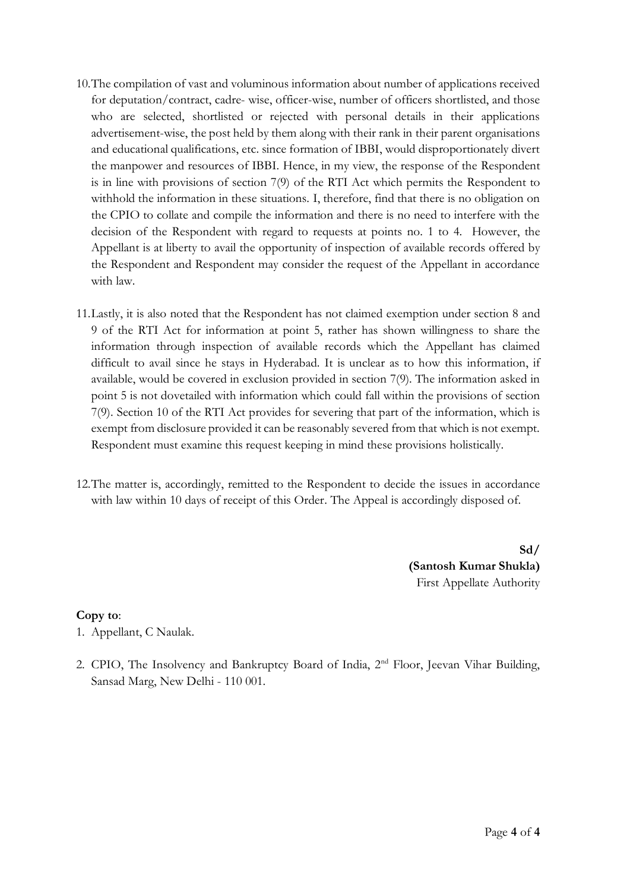10. The compilation of vast and voluminous information about number of applications received for deputation/contract, cadre- wise, officer-wise, number of officers shortlisted, and those who are selected, shortlisted or rejected with personal details in their applications advertisement-wise, the post held by them along with their rank in their parent organisations and educational qualifications, etc. since formation of IBBI, would disproportionately divert the manpower and resources of IBBI. Hence, in my view, the response of the Respondent is in line with provisions of section 7(9) of the RTI Act which permits the Respondent to withhold the information in these situations. I, therefore, find that there is no obligation on the CPIO to collate and compile the information and there is no need to interfere with the decision of the Respondent with regard to requests at points no. 1 to 4. However, the Appellant is at liberty to avail the opportunity of inspection of available records offered by the Respondent and Respondent may consider the request of the Appellant in accordance with law.

11. Lastly, it is also noted that the Respondent has not claimed exemption under section 8 and 9 of the RTI Act for information at point 5, rather has shown willingness to share the information through inspection of available records which the Appellant has claimed difficult to avail since he stays in Hyderabad. It is unclear as to how this information, if available, would be covered in exclusion provided in section 7(9). The information asked in point 5 is not dovetailed with information which could fall within the provisions of section 7(9). Section 10 of the RTI Act provides for severing that part of the information, which is exempt from disclosure provided it can be reasonably severed from that which is not exempt. Respondent must examine this request keeping in mind these provisions holistically.

12. The matter is, accordingly, remitted to the Respondent to decide the issues in accordance with law within 10 days of receipt of this Order. The Appeal is accordingly disposed of.

**Sd/**
**(Santosh Kumar Shukla)**
First Appellate Authority

**Copy to**:

1. Appellant, C Naulak.

2. CPIO, The Insolvency and Bankruptcy Board of India, 2nd Floor, Jeevan Vihar Building, Sansad Marg, New Delhi - 110 001.